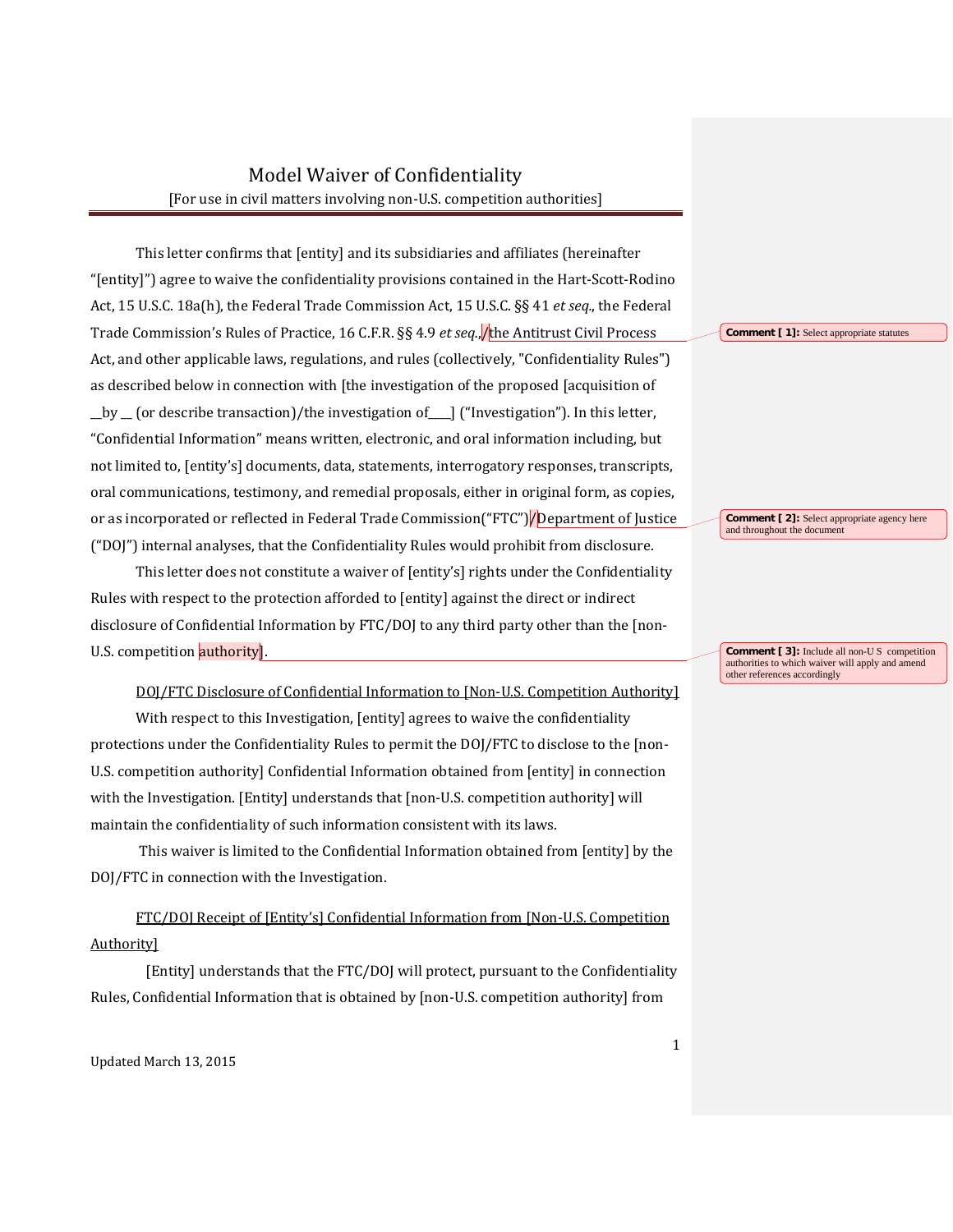# Model Waiver of Confidentiality

[For use in civil matters involving non-U.S. competition authorities]

This letter confirms that [entity] and its subsidiaries and affiliates (hereinafter "[entity]") agree to waive the confidentiality provisions contained in the Hart-Scott-Rodino Act, 15 U.S.C. 18a(h), the Federal Trade Commission Act, 15 U.S.C. §§ 41 *et seq.*, the Federal Trade Commission's Rules of Practice, 16 C.F.R. §§ 4.9 *et seq.*,/the Antitrust Civil Process Act, and other applicable laws, regulations, and rules (collectively, "Confidentiality Rules") as described below in connection with [the investigation of the proposed [acquisition of __by __ (or describe transaction)/the investigation of____] ("Investigation"). In this letter, "Confidential Information" means written, electronic, and oral information including, but not limited to, [entity's] documents, data, statements, interrogatory responses, transcripts, oral communications, testimony, and remedial proposals, either in original form, as copies, or as incorporated or reflected in Federal Trade Commission("FTC")/Department of Justice ("DOJ") internal analyses, that the Confidentiality Rules would prohibit from disclosure.

Comment [ 1]: Select appropriate statutes

Comment [ 2]: Select appropriate agency here and throughout the document

This letter does not constitute a waiver of [entity's] rights under the Confidentiality Rules with respect to the protection afforded to [entity] against the direct or indirect disclosure of Confidential Information by FTC/DOJ to any third party other than the [non-U.S. competition authority].

Comment [ 3]: Include all non-U S competition authorities to which waiver will apply and amend other references accordingly

DOJ/FTC Disclosure of Confidential Information to [Non-U.S. Competition Authority]

With respect to this Investigation, [entity] agrees to waive the confidentiality protections under the Confidentiality Rules to permit the DOJ/FTC to disclose to the [non-U.S. competition authority] Confidential Information obtained from [entity] in connection with the Investigation. [Entity] understands that [non-U.S. competition authority] will maintain the confidentiality of such information consistent with its laws.

This waiver is limited to the Confidential Information obtained from [entity] by the DOJ/FTC in connection with the Investigation.

FTC/DOJ Receipt of [Entity's] Confidential Information from [Non-U.S. Competition Authority]

[Entity] understands that the FTC/DOJ will protect, pursuant to the Confidentiality Rules, Confidential Information that is obtained by [non-U.S. competition authority] from

Updated March 13, 2015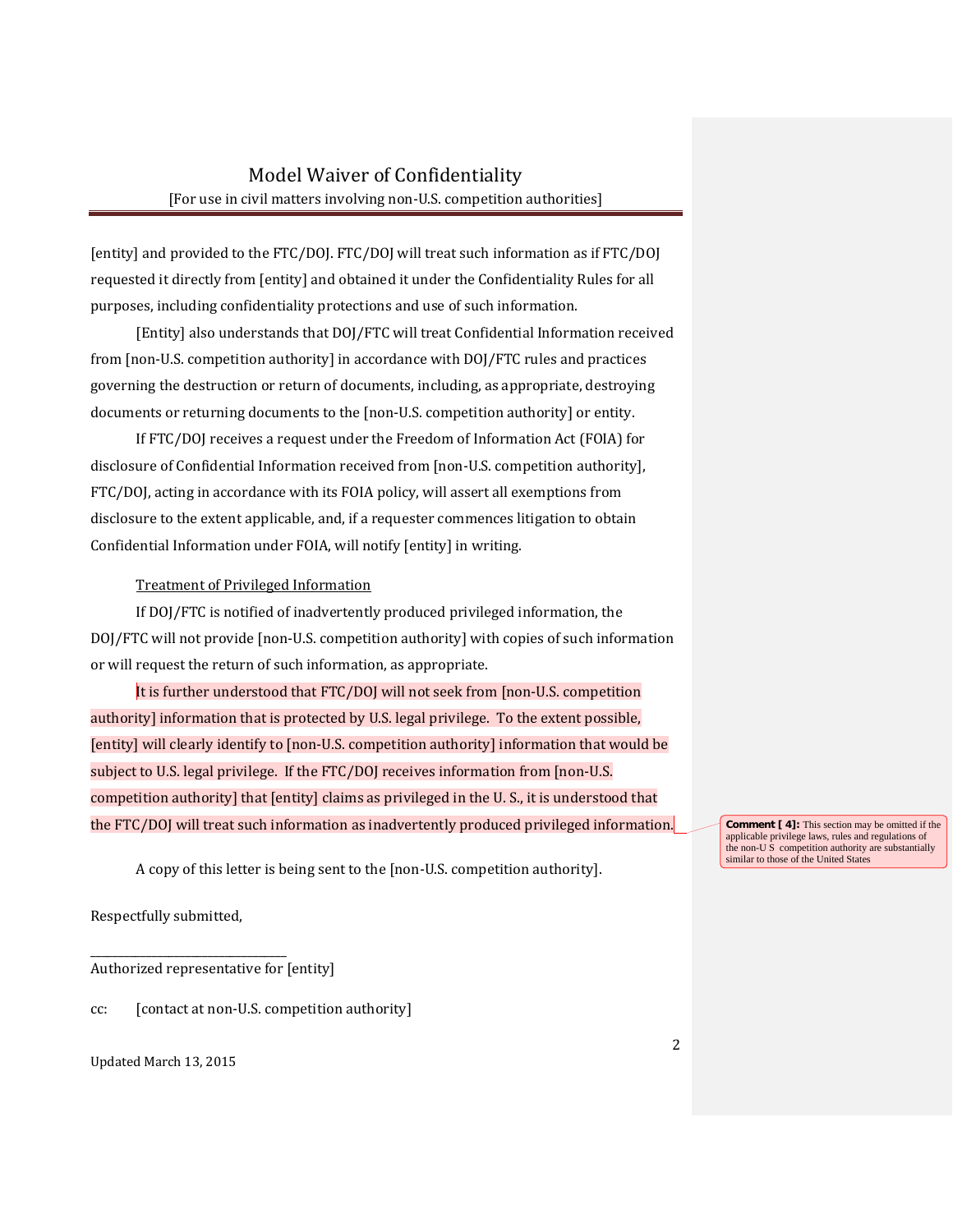[entity] and provided to the FTC/DOJ. FTC/DOJ will treat such information as if FTC/DOJ requested it directly from [entity] and obtained it under the Confidentiality Rules for all purposes, including confidentiality protections and use of such information.

[Entity] also understands that DOJ/FTC will treat Confidential Information received from [non-U.S. competition authority] in accordance with DOJ/FTC rules and practices governing the destruction or return of documents, including, as appropriate, destroying documents or returning documents to the [non-U.S. competition authority] or entity.

If FTC/DOJ receives a request under the Freedom of Information Act (FOIA) for disclosure of Confidential Information received from [non-U.S. competition authority], FTC/DOJ, acting in accordance with its FOIA policy, will assert all exemptions from disclosure to the extent applicable, and, if a requester commences litigation to obtain Confidential Information under FOIA, will notify [entity] in writing.

Treatment of Privileged Information

If DOJ/FTC is notified of inadvertently produced privileged information, the DOJ/FTC will not provide [non-U.S. competition authority] with copies of such information or will request the return of such information, as appropriate.

It is further understood that FTC/DOJ will not seek from [non-U.S. competition authority] information that is protected by U.S. legal privilege. To the extent possible, [entity] will clearly identify to [non-U.S. competition authority] information that would be subject to U.S. legal privilege. If the FTC/DOJ receives information from [non-U.S. competition authority] that [entity] claims as privileged in the U. S., it is understood that the FTC/DOJ will treat such information as inadvertently produced privileged information.

**Comment [ 4]:** This section may be omitted if the applicable privilege laws, rules and regulations of the non-U S competition authority are substantially similar to those of the United States

A copy of this letter is being sent to the [non-U.S. competition authority].

Respectfully submitted,

_______________________________
Authorized representative for [entity]

cc: [contact at non-U.S. competition authority]

Updated March 13, 2015